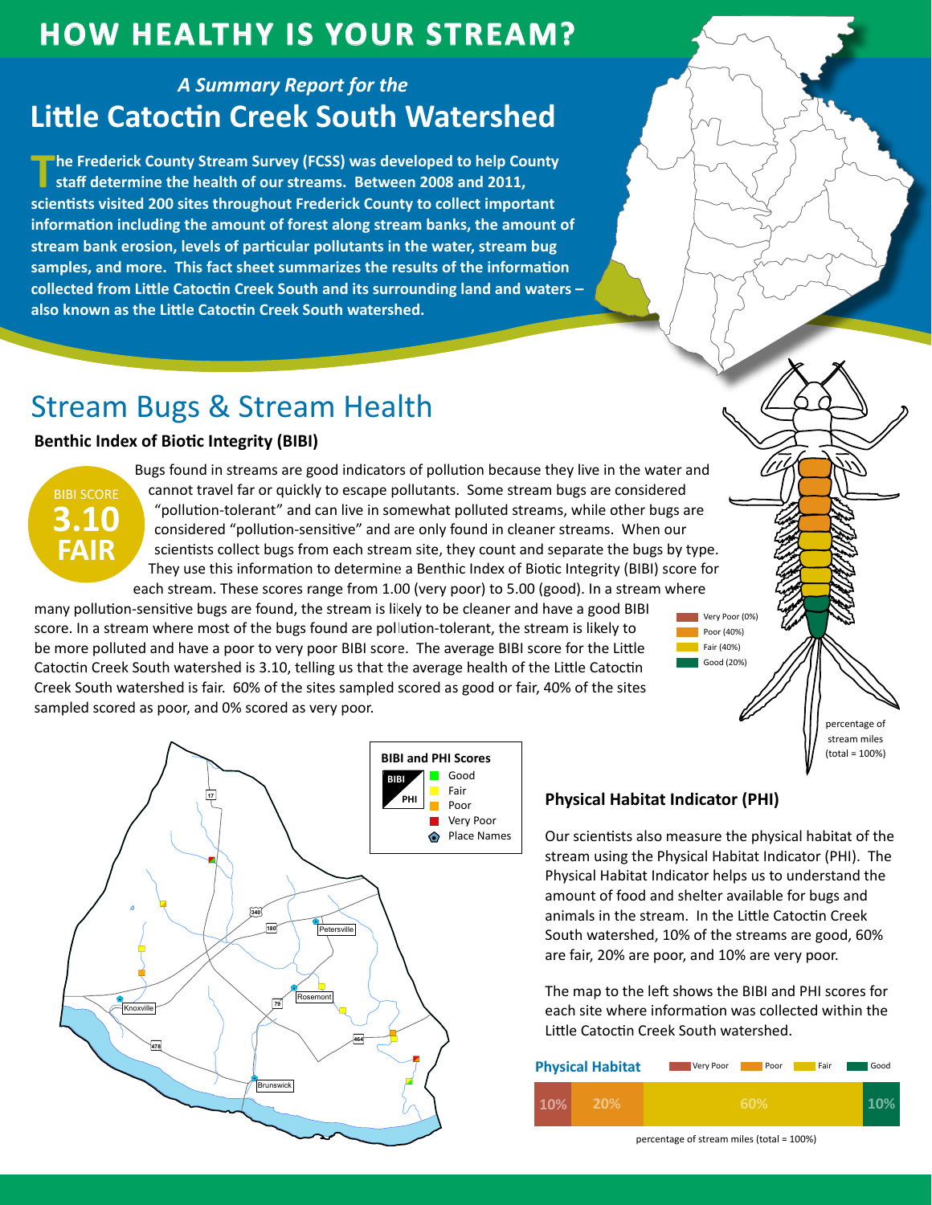# HOW HEALTHY IS YOUR STREAM?

*A Summary Report for the*

## Little Catoctin Creek South Watershed

**The Frederick County Stream Survey (FCSS) was developed to help County staff determine the health of our streams. Between 2008 and 2011, scientists visited 200 sites throughout Frederick County to collect important information including the amount of forest along stream banks, the amount of stream bank erosion, levels of particular pollutants in the water, stream bug samples, and more. This fact sheet summarizes the results of the information collected from Little Catoctin Creek South and its surrounding land and waters – also known as the Little Catoctin Creek South watershed.**

## Stream Bugs & Stream Health

### Benthic Index of Biotic Integrity (BIBI)

BIBI SCORE
**3.10**
**FAIR**

Bugs found in streams are good indicators of pollution because they live in the water and cannot travel far or quickly to escape pollutants. Some stream bugs are considered "pollution-tolerant" and can live in somewhat polluted streams, while other bugs are considered "pollution-sensitive" and are only found in cleaner streams. When our scientists collect bugs from each stream site, they count and separate the bugs by type. They use this information to determine a Benthic Index of Biotic Integrity (BIBI) score for each stream. These scores range from 1.00 (very poor) to 5.00 (good). In a stream where many pollution-sensitive bugs are found, the stream is likely to be cleaner and have a good BIBI score. In a stream where most of the bugs found are pollution-tolerant, the stream is likely to be more polluted and have a poor to very poor BIBI score. The average BIBI score for the Little Catoctin Creek South watershed is 3.10, telling us that the average health of the Little Catoctin Creek South watershed is fair. 60% of the sites sampled scored as good or fair, 40% of the sites sampled scored as poor, and 0% scored as very poor.

- Very Poor (0%)
- Poor (40%)
- Fair (40%)
- Good (20%)

percentage of stream miles (total = 100%)

**BIBI and PHI Scores**
- Good
- Fair
- Poor
- Very Poor
- Place Names

Map labels: Petersville, Knoxville, Rosemont, Brunswick, 17, 340, 180, 79, 464, 478

### Physical Habitat Indicator (PHI)

Our scientists also measure the physical habitat of the stream using the Physical Habitat Indicator (PHI). The Physical Habitat Indicator helps us to understand the amount of food and shelter available for bugs and animals in the stream. In the Little Catoctin Creek South watershed, 10% of the streams are good, 60% are fair, 20% are poor, and 10% are very poor.

The map to the left shows the BIBI and PHI scores for each site where information was collected within the Little Catoctin Creek South watershed.

**Physical Habitat**

| Very Poor | Poor | Fair | Good |
|---|---|---|---|
| 10% | 20% | 60% | 10% |

percentage of stream miles (total = 100%)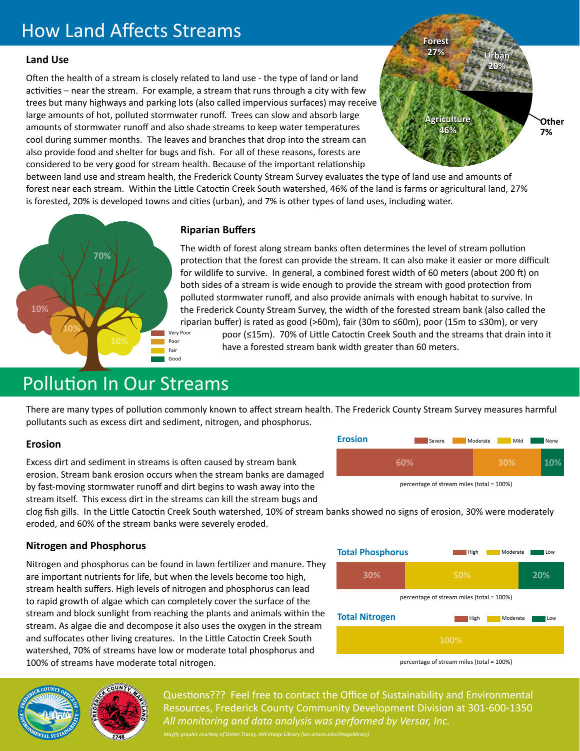# How Land Affects Streams

### Land Use

Often the health of a stream is closely related to land use - the type of land or land activities – near the stream. For example, a stream that runs through a city with few trees but many highways and parking lots (also called impervious surfaces) may receive large amounts of hot, polluted stormwater runoff. Trees can slow and absorb large amounts of stormwater runoff and also shade streams to keep water temperatures cool during summer months. The leaves and branches that drop into the stream can also provide food and shelter for bugs and fish. For all of these reasons, forests are considered to be very good for stream health. Because of the important relationship between land use and stream health, the Frederick County Stream Survey evaluates the type of land use and amounts of forest near each stream. Within the Little Catoctin Creek South watershed, 46% of the land is farms or agricultural land, 27% is forested, 20% is developed towns and cities (urban), and 7% is other types of land uses, including water.

Forest 27%
Urban 20%
Agriculture 46%
Other 7%

### Riparian Buffers

70%
10%
10%
10%
Very Poor
Poor
Fair
Good

The width of forest along stream banks often determines the level of stream pollution protection that the forest can provide the stream. It can also make it easier or more difficult for wildlife to survive. In general, a combined forest width of 60 meters (about 200 ft) on both sides of a stream is wide enough to provide the stream with good protection from polluted stormwater runoff, and also provide animals with enough habitat to survive. In the Frederick County Stream Survey, the width of the forested stream bank (also called the riparian buffer) is rated as good (>60m), fair (30m to ≤60m), poor (15m to ≤30m), or very poor (≤15m). 70% of Little Catoctin Creek South and the streams that drain into it have a forested stream bank width greater than 60 meters.

# Pollution In Our Streams

There are many types of pollution commonly known to affect stream health. The Frederick County Stream Survey measures harmful pollutants such as excess dirt and sediment, nitrogen, and phosphorus.

### Erosion

Excess dirt and sediment in streams is often caused by stream bank erosion. Stream bank erosion occurs when the stream banks are damaged by fast-moving stormwater runoff and dirt begins to wash away into the stream itself. This excess dirt in the streams can kill the stream bugs and clog fish gills. In the Little Catoctin Creek South watershed, 10% of stream banks showed no signs of erosion, 30% were moderately eroded, and 60% of the stream banks were severely eroded.

Erosion
Severe Moderate Mild None
60% 30% 10%
percentage of stream miles (total = 100%)

### Nitrogen and Phosphorus

Nitrogen and phosphorus can be found in lawn fertilizer and manure. They are important nutrients for life, but when the levels become too high, stream health suffers. High levels of nitrogen and phosphorus can lead to rapid growth of algae which can completely cover the surface of the stream and block sunlight from reaching the plants and animals within the stream. As algae die and decompose it also uses the oxygen in the stream and suffocates other living creatures. In the Little Catoctin Creek South watershed, 70% of streams have low or moderate total phosphorus and 100% of streams have moderate total nitrogen.

Total Phosphorus
High Moderate Low
30% 50% 20%
percentage of stream miles (total = 100%)

Total Nitrogen
High Moderate Low
100%
percentage of stream miles (total = 100%)

Questions??? Feel free to contact the Office of Sustainability and Environmental Resources, Frederick County Community Development Division at 301-600-1350

*All monitoring and data analysis was performed by Versar, Inc.*

*Mayfly graphic courtesy of Dieter Tracey, IAN Image Library (ian.umces.edu/imagelibrary)*